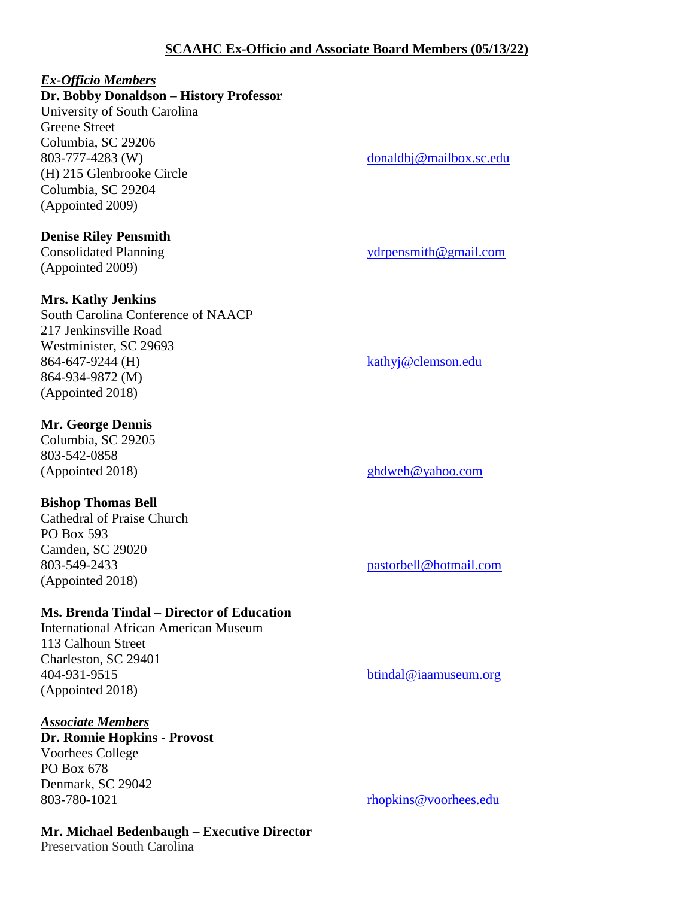## SCAAHC Ex-Officio and Associate Board Members (05/13/22)

***Ex-Officio Members***

**Dr. Bobby Donaldson – History Professor**
University of South Carolina
Greene Street
Columbia, SC 29206
803-777-4283 (W)
donaldbj@mailbox.sc.edu
(H) 215 Glenbrooke Circle
Columbia, SC 29204
(Appointed 2009)

**Denise Riley Pensmith**
Consolidated Planning
ydrpensmith@gmail.com
(Appointed 2009)

**Mrs. Kathy Jenkins**
South Carolina Conference of NAACP
217 Jenkinsville Road
Westminister, SC 29693
864-647-9244 (H)
kathyj@clemson.edu
864-934-9872 (M)
(Appointed 2018)

**Mr. George Dennis**
Columbia, SC 29205
803-542-0858
(Appointed 2018)
ghdweh@yahoo.com

**Bishop Thomas Bell**
Cathedral of Praise Church
PO Box 593
Camden, SC 29020
803-549-2433
pastorbell@hotmail.com
(Appointed 2018)

**Ms. Brenda Tindal – Director of Education**
International African American Museum
113 Calhoun Street
Charleston, SC 29401
404-931-9515
btindal@iaamuseum.org
(Appointed 2018)

***Associate Members***

**Dr. Ronnie Hopkins - Provost**
Voorhees College
PO Box 678
Denmark, SC 29042
803-780-1021
rhopkins@voorhees.edu

**Mr. Michael Bedenbaugh – Executive Director**
Preservation South Carolina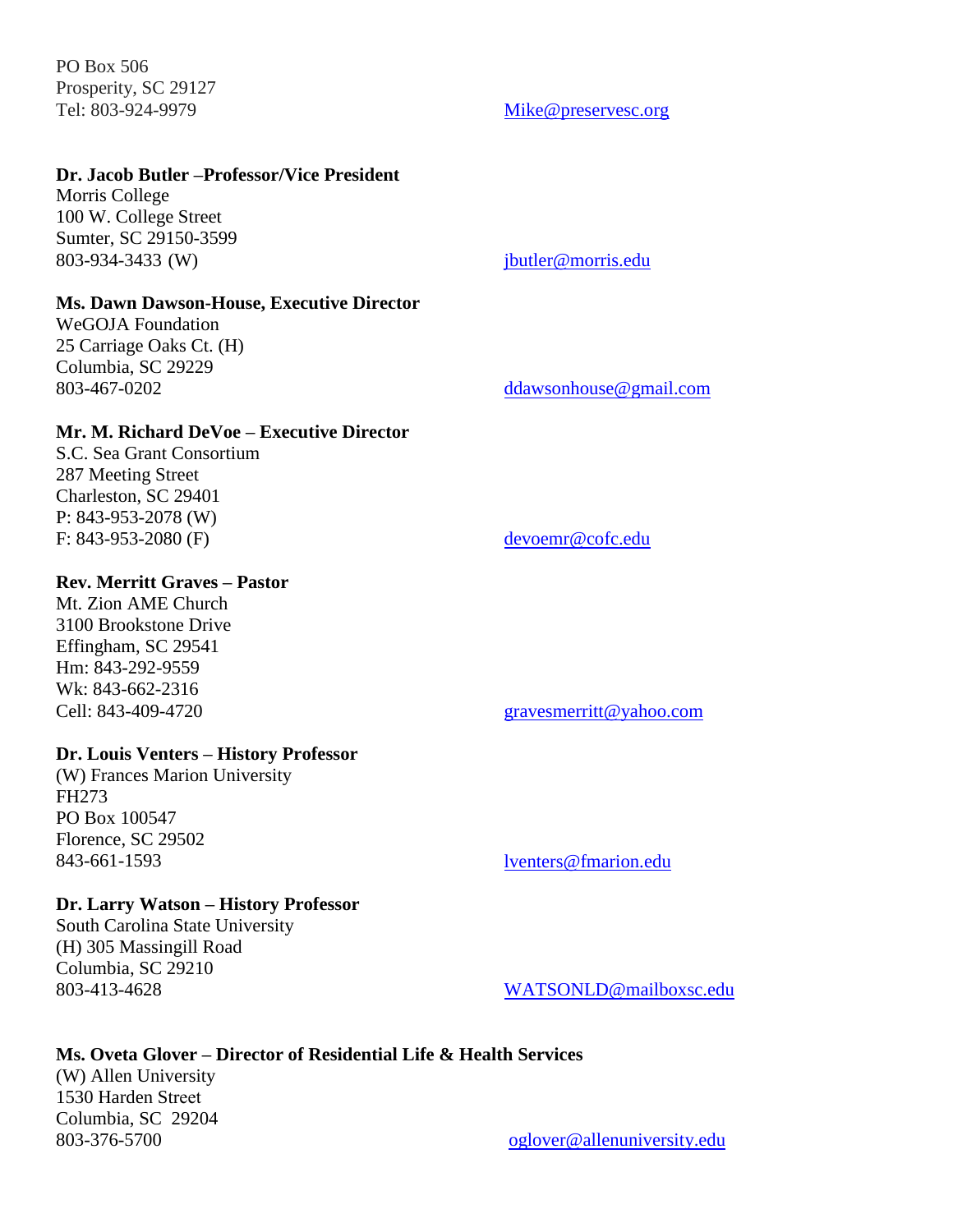PO Box 506
Prosperity, SC 29127
Tel: 803-924-9979 Mike@preservesc.org

**Dr. Jacob Butler –Professor/Vice President**
Morris College
100 W. College Street
Sumter, SC 29150-3599
803-934-3433 (W) jbutler@morris.edu

**Ms. Dawn Dawson-House, Executive Director**
WeGOJA Foundation
25 Carriage Oaks Ct. (H)
Columbia, SC 29229
803-467-0202 ddawsonhouse@gmail.com

**Mr. M. Richard DeVoe – Executive Director**
S.C. Sea Grant Consortium
287 Meeting Street
Charleston, SC 29401
P: 843-953-2078 (W)
F: 843-953-2080 (F) devoemr@cofc.edu

**Rev. Merritt Graves – Pastor**
Mt. Zion AME Church
3100 Brookstone Drive
Effingham, SC 29541
Hm: 843-292-9559
Wk: 843-662-2316
Cell: 843-409-4720 gravesmerritt@yahoo.com

**Dr. Louis Venters – History Professor**
(W) Frances Marion University
FH273
PO Box 100547
Florence, SC 29502
843-661-1593 lventers@fmarion.edu

**Dr. Larry Watson – History Professor**
South Carolina State University
(H) 305 Massingill Road
Columbia, SC 29210
803-413-4628 WATSONLD@mailboxsc.edu

**Ms. Oveta Glover – Director of Residential Life & Health Services**
(W) Allen University
1530 Harden Street
Columbia, SC 29204
803-376-5700 oglover@allenuniversity.edu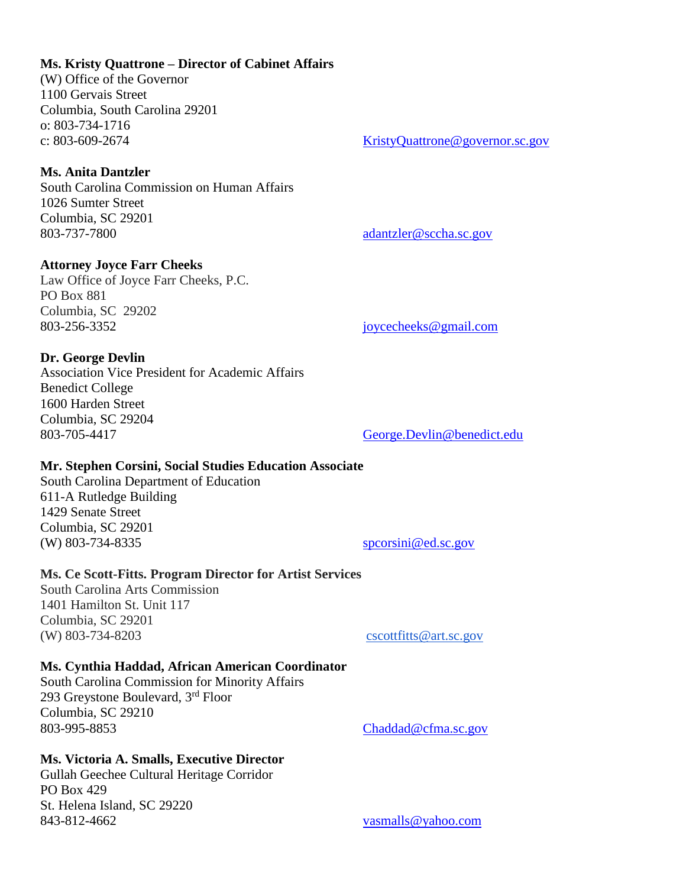**Ms. Kristy Quattrone – Director of Cabinet Affairs**
(W) Office of the Governor
1100 Gervais Street
Columbia, South Carolina 29201
o: 803-734-1716
c: 803-609-2674 KristyQuattrone@governor.sc.gov

**Ms. Anita Dantzler**
South Carolina Commission on Human Affairs
1026 Sumter Street
Columbia, SC 29201
803-737-7800 adantzler@sccha.sc.gov

**Attorney Joyce Farr Cheeks**
Law Office of Joyce Farr Cheeks, P.C.
PO Box 881
Columbia, SC 29202
803-256-3352 joycecheeks@gmail.com

**Dr. George Devlin**
Association Vice President for Academic Affairs
Benedict College
1600 Harden Street
Columbia, SC 29204
803-705-4417 George.Devlin@benedict.edu

**Mr. Stephen Corsini, Social Studies Education Associate**
South Carolina Department of Education
611-A Rutledge Building
1429 Senate Street
Columbia, SC 29201
(W) 803-734-8335 spcorsini@ed.sc.gov

**Ms. Ce Scott-Fitts. Program Director for Artist Services**
South Carolina Arts Commission
1401 Hamilton St. Unit 117
Columbia, SC 29201
(W) 803-734-8203 cscottfitts@art.sc.gov

**Ms. Cynthia Haddad, African American Coordinator**
South Carolina Commission for Minority Affairs
293 Greystone Boulevard, 3rd Floor
Columbia, SC 29210
803-995-8853 Chaddad@cfma.sc.gov

**Ms. Victoria A. Smalls, Executive Director**
Gullah Geechee Cultural Heritage Corridor
PO Box 429
St. Helena Island, SC 29220
843-812-4662 vasmalls@yahoo.com